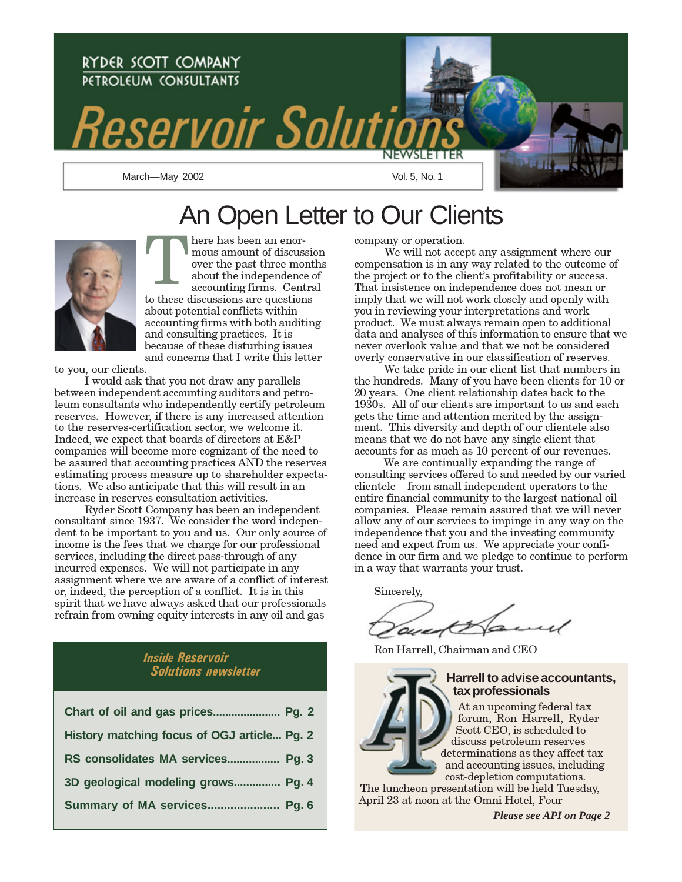RYDER SCOTT COMPANY
PETROLEUM CONSULTANTS

# Reservoir Solutions NEWSLETTER

March—May 2002 Vol. 5, No. 1

# An Open Letter to Our Clients

There has been an enormous amount of discussion over the past three months about the independence of accounting firms. Central to these discussions are questions about potential conflicts within accounting firms with both auditing and consulting practices. It is because of these disturbing issues and concerns that I write this letter to you, our clients.

I would ask that you not draw any parallels between independent accounting auditors and petroleum consultants who independently certify petroleum reserves. However, if there is any increased attention to the reserves-certification sector, we welcome it. Indeed, we expect that boards of directors at E&P companies will become more cognizant of the need to be assured that accounting practices AND the reserves estimating process measure up to shareholder expectations. We also anticipate that this will result in an increase in reserves consultation activities.

Ryder Scott Company has been an independent consultant since 1937. We consider the word independent to be important to you and us. Our only source of income is the fees that we charge for our professional services, including the direct pass-through of any incurred expenses. We will not participate in any assignment where we are aware of a conflict of interest or, indeed, the perception of a conflict. It is in this spirit that we have always asked that our professionals refrain from owning equity interests in any oil and gas company or operation.

We will not accept any assignment where our compensation is in any way related to the outcome of the project or to the client's profitability or success. That insistence on independence does not mean or imply that we will not work closely and openly with you in reviewing your interpretations and work product. We must always remain open to additional data and analyses of this information to ensure that we never overlook value and that we not be considered overly conservative in our classification of reserves.

We take pride in our client list that numbers in the hundreds. Many of you have been clients for 10 or 20 years. One client relationship dates back to the 1930s. All of our clients are important to us and each gets the time and attention merited by the assignment. This diversity and depth of our clientele also means that we do not have any single client that accounts for as much as 10 percent of our revenues.

We are continually expanding the range of consulting services offered to and needed by our varied clientele – from small independent operators to the entire financial community to the largest national oil companies. Please remain assured that we will never allow any of our services to impinge in any way on the independence that you and the investing community need and expect from us. We appreciate your confidence in our firm and we pledge to continue to perform in a way that warrants your trust.

Sincerely,

Ron Harrell, Chairman and CEO

## Inside Reservoir Solutions newsletter

- Chart of oil and gas prices..................... Pg. 2
- History matching focus of OGJ article... Pg. 2
- RS consolidates MA services................. Pg. 3
- 3D geological modeling grows............... Pg. 4
- Summary of MA services...................... Pg. 6

## Harrell to advise accountants, tax professionals

At an upcoming federal tax forum, Ron Harrell, Ryder Scott CEO, is scheduled to discuss petroleum reserves determinations as they affect tax and accounting issues, including cost-depletion computations. The luncheon presentation will be held Tuesday, April 23 at noon at the Omni Hotel, Four

***Please see API on Page 2***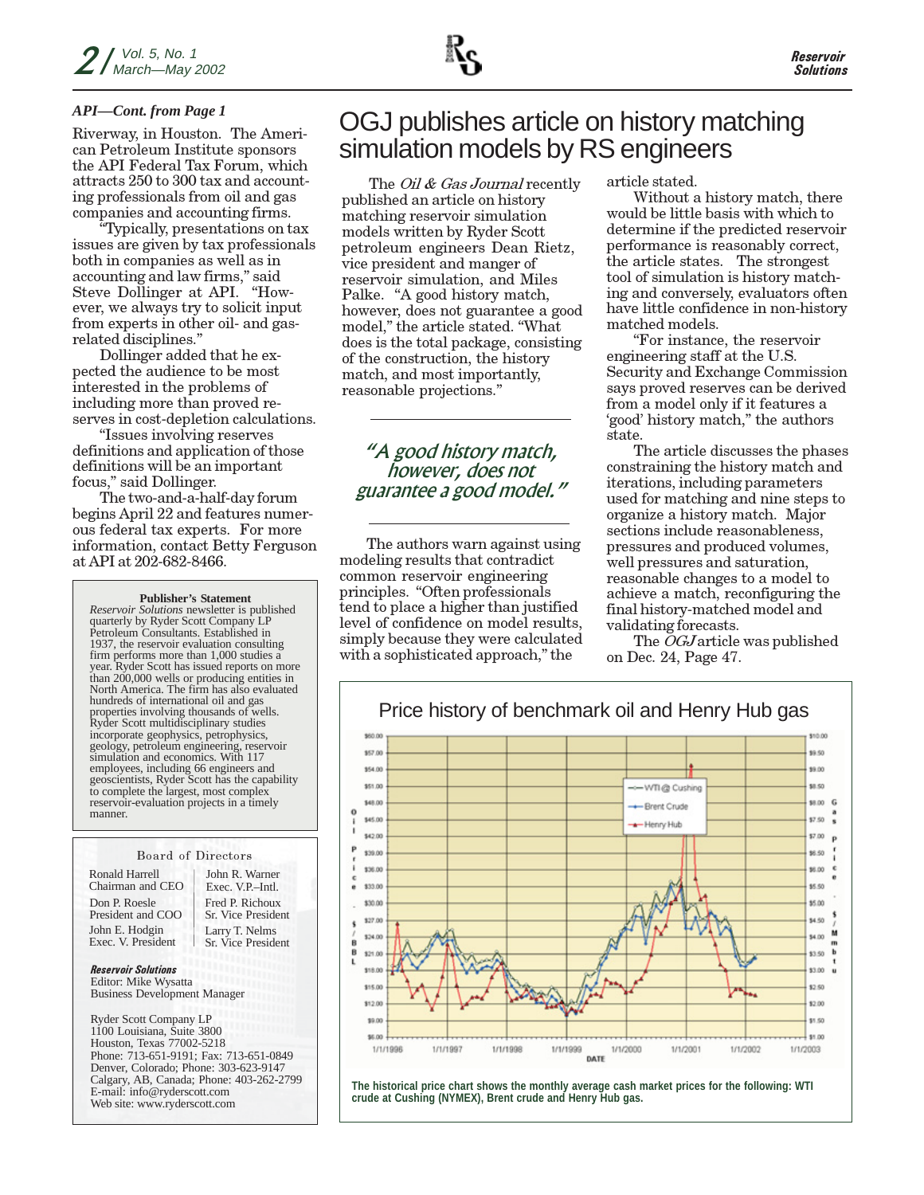*API—Cont. from Page 1*

Riverway, in Houston. The American Petroleum Institute sponsors the API Federal Tax Forum, which attracts 250 to 300 tax and accounting professionals from oil and gas companies and accounting firms.

"Typically, presentations on tax issues are given by tax professionals both in companies as well as in accounting and law firms," said Steve Dollinger at API. "However, we always try to solicit input from experts in other oil- and gas-related disciplines."

Dollinger added that he expected the audience to be most interested in the problems of including more than proved reserves in cost-depletion calculations.

"Issues involving reserves definitions and application of those definitions will be an important focus," said Dollinger.

The two-and-a-half-day forum begins April 22 and features numerous federal tax experts. For more information, contact Betty Ferguson at API at 202-682-8466.

**Publisher's Statement**

*Reservoir Solutions* newsletter is published quarterly by Ryder Scott Company LP Petroleum Consultants. Established in 1937, the reservoir evaluation consulting firm performs more than 1,000 studies a year. Ryder Scott has issued reports on more than 200,000 wells or producing entities in North America. The firm has also evaluated hundreds of international oil and gas properties involving thousands of wells. Ryder Scott multidisciplinary studies incorporate geophysics, petrophysics, geology, petroleum engineering, reservoir simulation and economics. With 117 employees, including 66 engineers and geoscientists, Ryder Scott has the capability to complete the largest, most complex reservoir-evaluation projects in a timely manner.

**Board of Directors**

| | |
|---|---|
| Ronald Harrell<br>Chairman and CEO | John R. Warner<br>Exec. V.P.–Intl. |
| Don P. Roesle<br>President and COO | Fred P. Richoux<br>Sr. Vice President |
| John E. Hodgin<br>Exec. V. President | Larry T. Nelms<br>Sr. Vice President |

***Reservoir Solutions***
Editor: Mike Wysatta
Business Development Manager

Ryder Scott Company LP
1100 Louisiana, Suite 3800
Houston, Texas 77002-5218
Phone: 713-651-9191; Fax: 713-651-0849
Denver, Colorado; Phone: 303-623-9147
Calgary, AB, Canada; Phone: 403-262-2799
E-mail: info@ryderscott.com
Web site: www.ryderscott.com

# OGJ publishes article on history matching simulation models by RS engineers

The *Oil & Gas Journal* recently published an article on history matching reservoir simulation models written by Ryder Scott petroleum engineers Dean Rietz, vice president and manger of reservoir simulation, and Miles Palke. "A good history match, however, does not guarantee a good model," the article stated. "What does is the total package, consisting of the construction, the history match, and most importantly, reasonable projections."

> *"A good history match, however, does not guarantee a good model."*

The authors warn against using modeling results that contradict common reservoir engineering principles. "Often professionals tend to place a higher than justified level of confidence on model results, simply because they were calculated with a sophisticated approach," the article stated.

Without a history match, there would be little basis with which to determine if the predicted reservoir performance is reasonably correct, the article states. The strongest tool of simulation is history matching and conversely, evaluators often have little confidence in non-history matched models.

"For instance, the reservoir engineering staff at the U.S. Security and Exchange Commission says proved reserves can be derived from a model only if it features a 'good' history match," the authors state.

The article discusses the phases constraining the history match and iterations, including parameters used for matching and nine steps to organize a history match. Major sections include reasonableness, pressures and produced volumes, well pressures and saturation, reasonable changes to a model to achieve a match, reconfiguring the final history-matched model and validating forecasts.

The *OGJ* article was published on Dec. 24, Page 47.

**Price history of benchmark oil and Henry Hub gas**

The historical price chart shows the monthly average cash market prices for the following: WTI crude at Cushing (NYMEX), Brent crude and Henry Hub gas.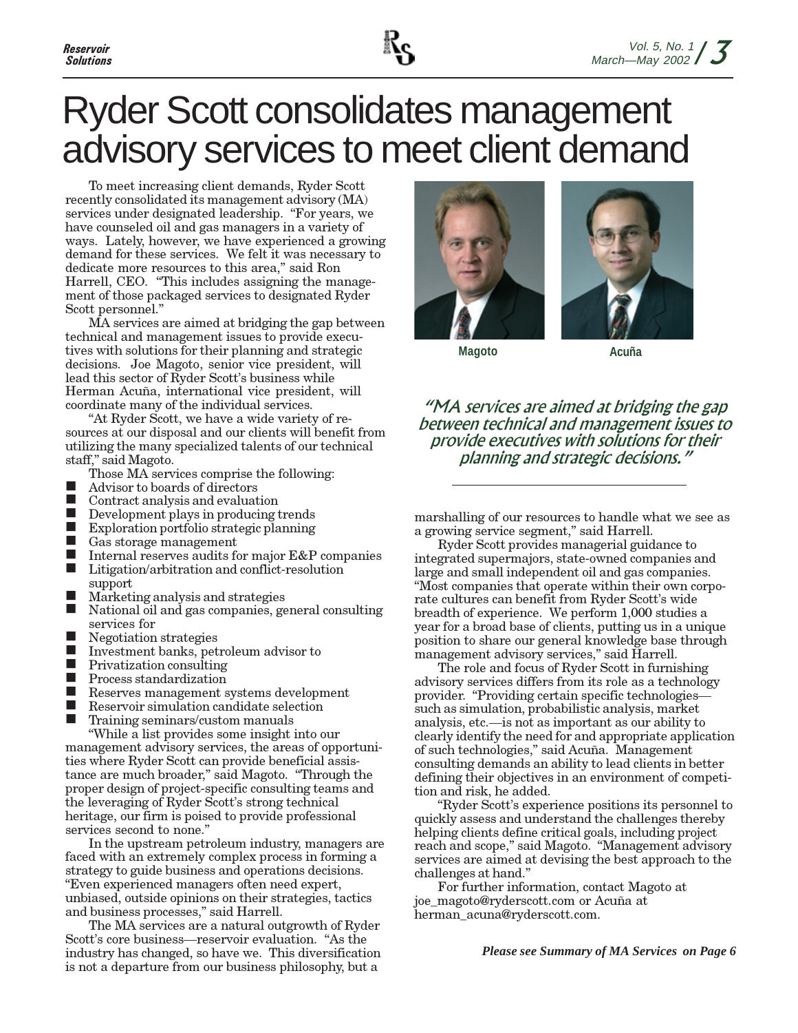# Ryder Scott consolidates management advisory services to meet client demand

To meet increasing client demands, Ryder Scott recently consolidated its management advisory (MA) services under designated leadership. "For years, we have counseled oil and gas managers in a variety of ways. Lately, however, we have experienced a growing demand for these services. We felt it was necessary to dedicate more resources to this area," said Ron Harrell, CEO. "This includes assigning the management of those packaged services to designated Ryder Scott personnel."

MA services are aimed at bridging the gap between technical and management issues to provide executives with solutions for their planning and strategic decisions. Joe Magoto, senior vice president, will lead this sector of Ryder Scott's business while Herman Acuña, international vice president, will coordinate many of the individual services.

"At Ryder Scott, we have a wide variety of resources at our disposal and our clients will benefit from utilizing the many specialized talents of our technical staff," said Magoto.

Those MA services comprise the following:

- Advisor to boards of directors
- Contract analysis and evaluation
- Development plays in producing trends
- Exploration portfolio strategic planning
- Gas storage management
- Internal reserves audits for major E&P companies
- Litigation/arbitration and conflict-resolution support
- Marketing analysis and strategies
- National oil and gas companies, general consulting services for
- Negotiation strategies
- Investment banks, petroleum advisor to
- Privatization consulting
- Process standardization
- Reserves management systems development
- Reservoir simulation candidate selection
- Training seminars/custom manuals

"While a list provides some insight into our management advisory services, the areas of opportunities where Ryder Scott can provide beneficial assistance are much broader," said Magoto. "Through the proper design of project-specific consulting teams and the leveraging of Ryder Scott's strong technical heritage, our firm is poised to provide professional services second to none."

In the upstream petroleum industry, managers are faced with an extremely complex process in forming a strategy to guide business and operations decisions. "Even experienced managers often need expert, unbiased, outside opinions on their strategies, tactics and business processes," said Harrell.

The MA services are a natural outgrowth of Ryder Scott's core business—reservoir evaluation. "As the industry has changed, so have we. This diversification is not a departure from our business philosophy, but a marshalling of our resources to handle what we see as a growing service segment," said Harrell.

Magoto    Acuña

*"MA services are aimed at bridging the gap between technical and management issues to provide executives with solutions for their planning and strategic decisions."*

Ryder Scott provides managerial guidance to integrated supermajors, state-owned companies and large and small independent oil and gas companies. "Most companies that operate within their own corporate cultures can benefit from Ryder Scott's wide breadth of experience. We perform 1,000 studies a year for a broad base of clients, putting us in a unique position to share our general knowledge base through management advisory services," said Harrell.

The role and focus of Ryder Scott in furnishing advisory services differs from its role as a technology provider. "Providing certain specific technologies—such as simulation, probabilistic analysis, market analysis, etc.—is not as important as our ability to clearly identify the need for and appropriate application of such technologies," said Acuña. Management consulting demands an ability to lead clients in better defining their objectives in an environment of competition and risk, he added.

"Ryder Scott's experience positions its personnel to quickly assess and understand the challenges thereby helping clients define critical goals, including project reach and scope," said Magoto. "Management advisory services are aimed at devising the best approach to the challenges at hand."

For further information, contact Magoto at joe_magoto@ryderscott.com or Acuña at herman_acuna@ryderscott.com.

***Please see Summary of MA Services on Page 6***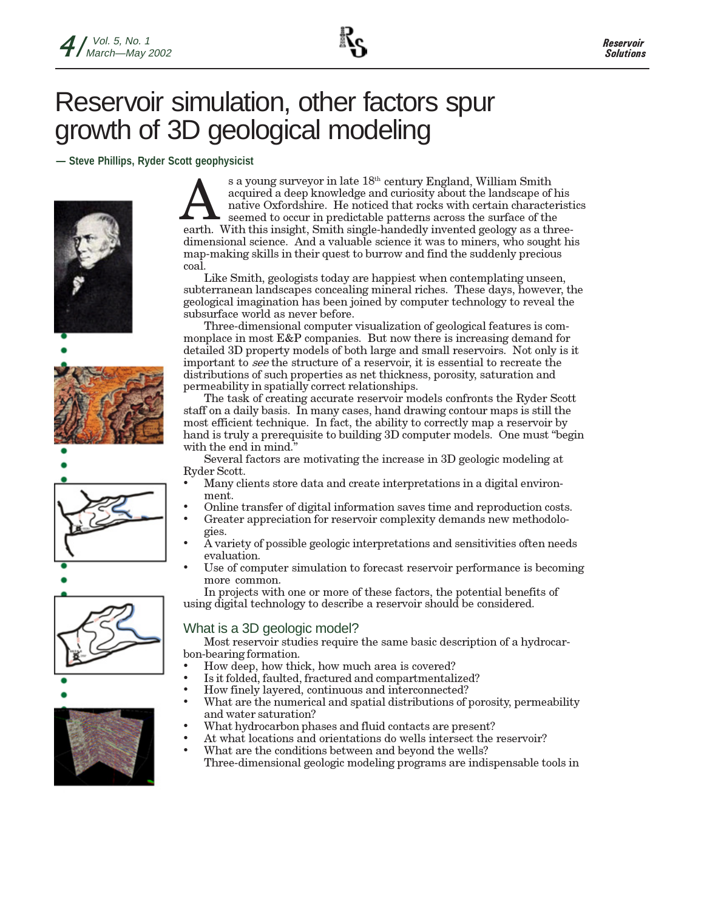# Reservoir simulation, other factors spur growth of 3D geological modeling

**— Steve Phillips, Ryder Scott geophysicist**

As a young surveyor in late 18th century England, William Smith acquired a deep knowledge and curiosity about the landscape of his native Oxfordshire. He noticed that rocks with certain characteristics seemed to occur in predictable patterns across the surface of the earth. With this insight, Smith single-handedly invented geology as a three-dimensional science. And a valuable science it was to miners, who sought his map-making skills in their quest to burrow and find the suddenly precious coal.

Like Smith, geologists today are happiest when contemplating unseen, subterranean landscapes concealing mineral riches. These days, however, the geological imagination has been joined by computer technology to reveal the subsurface world as never before.

Three-dimensional computer visualization of geological features is commonplace in most E&P companies. But now there is increasing demand for detailed 3D property models of both large and small reservoirs. Not only is it important to *see* the structure of a reservoir, it is essential to recreate the distributions of such properties as net thickness, porosity, saturation and permeability in spatially correct relationships.

The task of creating accurate reservoir models confronts the Ryder Scott staff on a daily basis. In many cases, hand drawing contour maps is still the most efficient technique. In fact, the ability to correctly map a reservoir by hand is truly a prerequisite to building 3D computer models. One must "begin with the end in mind."

Several factors are motivating the increase in 3D geologic modeling at Ryder Scott.

- Many clients store data and create interpretations in a digital environment.
- Online transfer of digital information saves time and reproduction costs.
- Greater appreciation for reservoir complexity demands new methodologies.
- A variety of possible geologic interpretations and sensitivities often needs evaluation.
- Use of computer simulation to forecast reservoir performance is becoming more common.

In projects with one or more of these factors, the potential benefits of using digital technology to describe a reservoir should be considered.

## What is a 3D geologic model?

Most reservoir studies require the same basic description of a hydrocarbon-bearing formation.

- How deep, how thick, how much area is covered?
- Is it folded, faulted, fractured and compartmentalized?
- How finely layered, continuous and interconnected?
- What are the numerical and spatial distributions of porosity, permeability and water saturation?
- What hydrocarbon phases and fluid contacts are present?
- At what locations and orientations do wells intersect the reservoir?
- What are the conditions between and beyond the wells?

Three-dimensional geologic modeling programs are indispensable tools in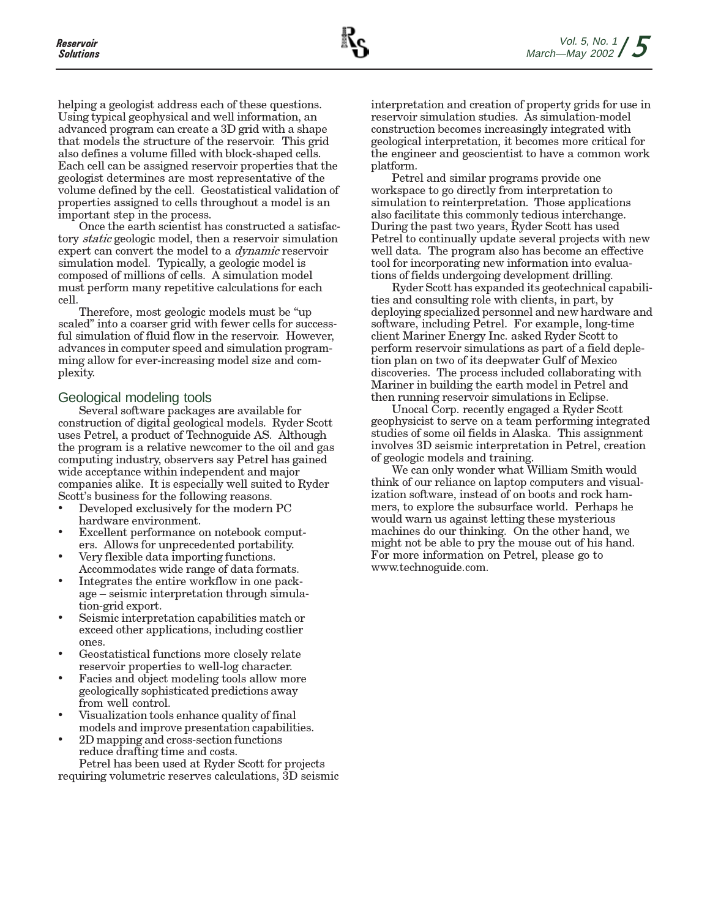helping a geologist address each of these questions. Using typical geophysical and well information, an advanced program can create a 3D grid with a shape that models the structure of the reservoir. This grid also defines a volume filled with block-shaped cells. Each cell can be assigned reservoir properties that the geologist determines are most representative of the volume defined by the cell. Geostatistical validation of properties assigned to cells throughout a model is an important step in the process.

Once the earth scientist has constructed a satisfactory *static* geologic model, then a reservoir simulation expert can convert the model to a *dynamic* reservoir simulation model. Typically, a geologic model is composed of millions of cells. A simulation model must perform many repetitive calculations for each cell.

Therefore, most geologic models must be "up scaled" into a coarser grid with fewer cells for successful simulation of fluid flow in the reservoir. However, advances in computer speed and simulation programming allow for ever-increasing model size and complexity.

## Geological modeling tools

Several software packages are available for construction of digital geological models. Ryder Scott uses Petrel, a product of Technoguide AS. Although the program is a relative newcomer to the oil and gas computing industry, observers say Petrel has gained wide acceptance within independent and major companies alike. It is especially well suited to Ryder Scott's business for the following reasons.

- Developed exclusively for the modern PC hardware environment.
- Excellent performance on notebook computers. Allows for unprecedented portability.
- Very flexible data importing functions. Accommodates wide range of data formats.
- Integrates the entire workflow in one package – seismic interpretation through simulation-grid export.
- Seismic interpretation capabilities match or exceed other applications, including costlier ones.
- Geostatistical functions more closely relate reservoir properties to well-log character.
- Facies and object modeling tools allow more geologically sophisticated predictions away from well control.
- Visualization tools enhance quality of final models and improve presentation capabilities.
- 2D mapping and cross-section functions reduce drafting time and costs.

Petrel has been used at Ryder Scott for projects requiring volumetric reserves calculations, 3D seismic interpretation and creation of property grids for use in reservoir simulation studies. As simulation-model construction becomes increasingly integrated with geological interpretation, it becomes more critical for the engineer and geoscientist to have a common work platform.

Petrel and similar programs provide one workspace to go directly from interpretation to simulation to reinterpretation. Those applications also facilitate this commonly tedious interchange. During the past two years, Ryder Scott has used Petrel to continually update several projects with new well data. The program also has become an effective tool for incorporating new information into evaluations of fields undergoing development drilling.

Ryder Scott has expanded its geotechnical capabilities and consulting role with clients, in part, by deploying specialized personnel and new hardware and software, including Petrel. For example, long-time client Mariner Energy Inc. asked Ryder Scott to perform reservoir simulations as part of a field depletion plan on two of its deepwater Gulf of Mexico discoveries. The process included collaborating with Mariner in building the earth model in Petrel and then running reservoir simulations in Eclipse.

Unocal Corp. recently engaged a Ryder Scott geophysicist to serve on a team performing integrated studies of some oil fields in Alaska. This assignment involves 3D seismic interpretation in Petrel, creation of geologic models and training.

We can only wonder what William Smith would think of our reliance on laptop computers and visualization software, instead of on boots and rock hammers, to explore the subsurface world. Perhaps he would warn us against letting these mysterious machines do our thinking. On the other hand, we might not be able to pry the mouse out of his hand. For more information on Petrel, please go to www.technoguide.com.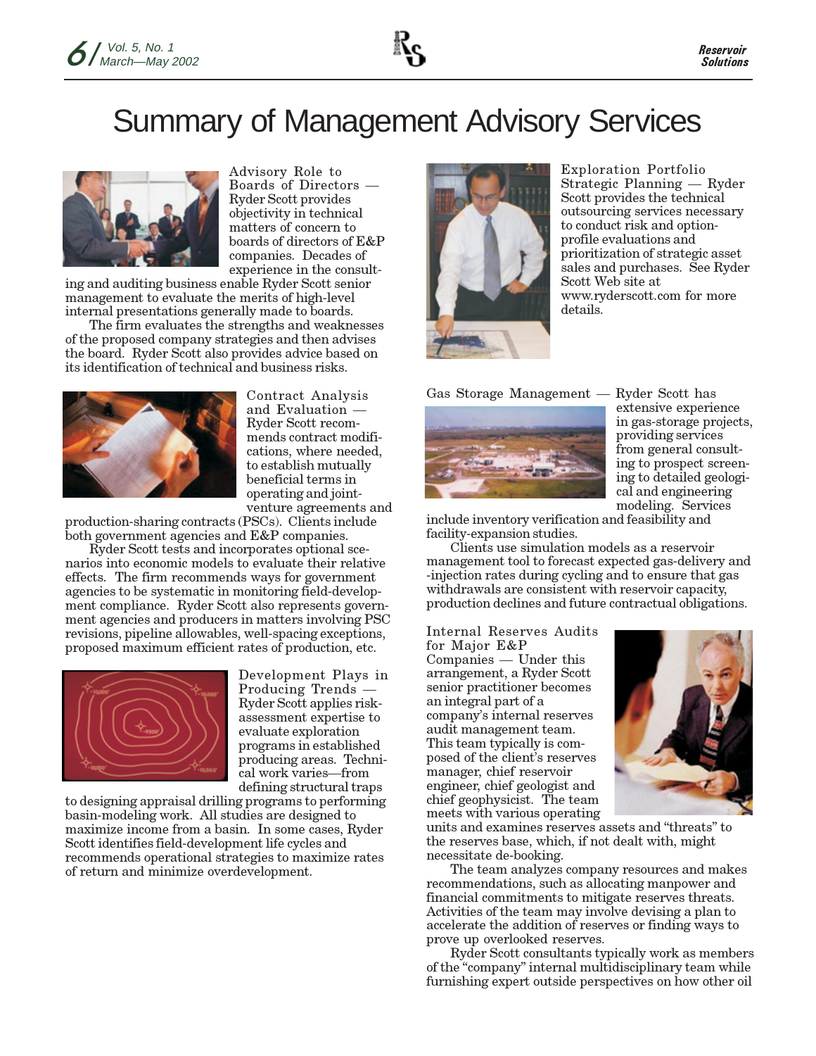# Summary of Management Advisory Services

Advisory Role to Boards of Directors — Ryder Scott provides objectivity in technical matters of concern to boards of directors of E&P companies. Decades of experience in the consulting and auditing business enable Ryder Scott senior management to evaluate the merits of high-level internal presentations generally made to boards.

The firm evaluates the strengths and weaknesses of the proposed company strategies and then advises the board. Ryder Scott also provides advice based on its identification of technical and business risks.

Contract Analysis and Evaluation — Ryder Scott recommends contract modifications, where needed, to establish mutually beneficial terms in operating and joint-venture agreements and production-sharing contracts (PSCs). Clients include both government agencies and E&P companies.

Ryder Scott tests and incorporates optional scenarios into economic models to evaluate their relative effects. The firm recommends ways for government agencies to be systematic in monitoring field-development compliance. Ryder Scott also represents government agencies and producers in matters involving PSC revisions, pipeline allowables, well-spacing exceptions, proposed maximum efficient rates of production, etc.

Development Plays in Producing Trends — Ryder Scott applies risk-assessment expertise to evaluate exploration programs in established producing areas. Technical work varies—from defining structural traps to designing appraisal drilling programs to performing basin-modeling work. All studies are designed to maximize income from a basin. In some cases, Ryder Scott identifies field-development life cycles and recommends operational strategies to maximize rates of return and minimize overdevelopment.

Exploration Portfolio Strategic Planning — Ryder Scott provides the technical outsourcing services necessary to conduct risk and option-profile evaluations and prioritization of strategic asset sales and purchases. See Ryder Scott Web site at www.ryderscott.com for more details.

Gas Storage Management — Ryder Scott has extensive experience in gas-storage projects, providing services from general consulting to prospect screening to detailed geological and engineering modeling. Services include inventory verification and feasibility and facility-expansion studies.

Clients use simulation models as a reservoir management tool to forecast expected gas-delivery and -injection rates during cycling and to ensure that gas withdrawals are consistent with reservoir capacity, production declines and future contractual obligations.

Internal Reserves Audits for Major E&P Companies — Under this arrangement, a Ryder Scott senior practitioner becomes an integral part of a company's internal reserves audit management team. This team typically is composed of the client's reserves manager, chief reservoir engineer, chief geologist and chief geophysicist. The team meets with various operating units and examines reserves assets and "threats" to the reserves base, which, if not dealt with, might necessitate de-booking.

The team analyzes company resources and makes recommendations, such as allocating manpower and financial commitments to mitigate reserves threats. Activities of the team may involve devising a plan to accelerate the addition of reserves or finding ways to prove up overlooked reserves.

Ryder Scott consultants typically work as members of the "company" internal multidisciplinary team while furnishing expert outside perspectives on how other oil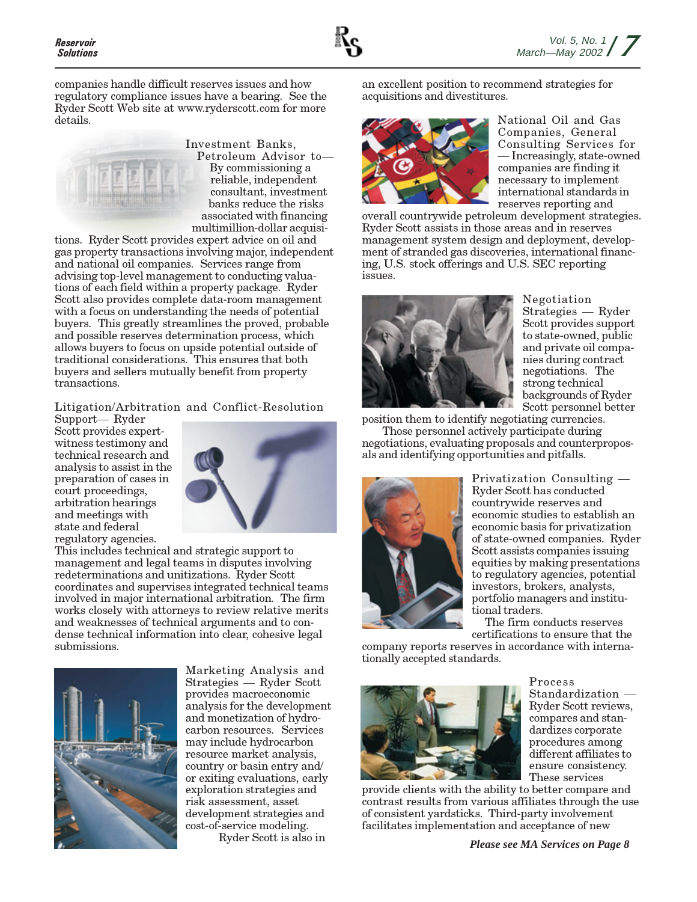companies handle difficult reserves issues and how regulatory compliance issues have a bearing. See the Ryder Scott Web site at www.ryderscott.com for more details.

Investment Banks, Petroleum Advisor to— By commissioning a reliable, independent consultant, investment banks reduce the risks associated with financing multimillion-dollar acquisitions. Ryder Scott provides expert advice on oil and gas property transactions involving major, independent and national oil companies. Services range from advising top-level management to conducting valuations of each field within a property package. Ryder Scott also provides complete data-room management with a focus on understanding the needs of potential buyers. This greatly streamlines the proved, probable and possible reserves determination process, which allows buyers to focus on upside potential outside of traditional considerations. This ensures that both buyers and sellers mutually benefit from property transactions.

Litigation/Arbitration and Conflict-Resolution Support— Ryder Scott provides expert-witness testimony and technical research and analysis to assist in the preparation of cases in court proceedings, arbitration hearings and meetings with state and federal regulatory agencies. This includes technical and strategic support to management and legal teams in disputes involving redeterminations and unitizations. Ryder Scott coordinates and supervises integrated technical teams involved in major international arbitration. The firm works closely with attorneys to review relative merits and weaknesses of technical arguments and to condense technical information into clear, cohesive legal submissions.

Marketing Analysis and Strategies — Ryder Scott provides macroeconomic analysis for the development and monetization of hydrocarbon resources. Services may include hydrocarbon resource market analysis, country or basin entry and/ or exiting evaluations, early exploration strategies and risk assessment, asset development strategies and cost-of-service modeling.

Ryder Scott is also in an excellent position to recommend strategies for acquisitions and divestitures.

National Oil and Gas Companies, General Consulting Services for — Increasingly, state-owned companies are finding it necessary to implement international standards in reserves reporting and overall countrywide petroleum development strategies. Ryder Scott assists in those areas and in reserves management system design and deployment, development of stranded gas discoveries, international financing, U.S. stock offerings and U.S. SEC reporting issues.

Negotiation Strategies — Ryder Scott provides support to state-owned, public and private oil companies during contract negotiations. The strong technical backgrounds of Ryder Scott personnel better position them to identify negotiating currencies.

Those personnel actively participate during negotiations, evaluating proposals and counterproposals and identifying opportunities and pitfalls.

Privatization Consulting — Ryder Scott has conducted countrywide reserves and economic studies to establish an economic basis for privatization of state-owned companies. Ryder Scott assists companies issuing equities by making presentations to regulatory agencies, potential investors, brokers, analysts, portfolio managers and institutional traders.

The firm conducts reserves certifications to ensure that the company reports reserves in accordance with internationally accepted standards.

Process Standardization — Ryder Scott reviews, compares and standardizes corporate procedures among different affiliates to ensure consistency. These services provide clients with the ability to better compare and contrast results from various affiliates through the use of consistent yardsticks. Third-party involvement facilitates implementation and acceptance of new

***Please see MA Services on Page 8***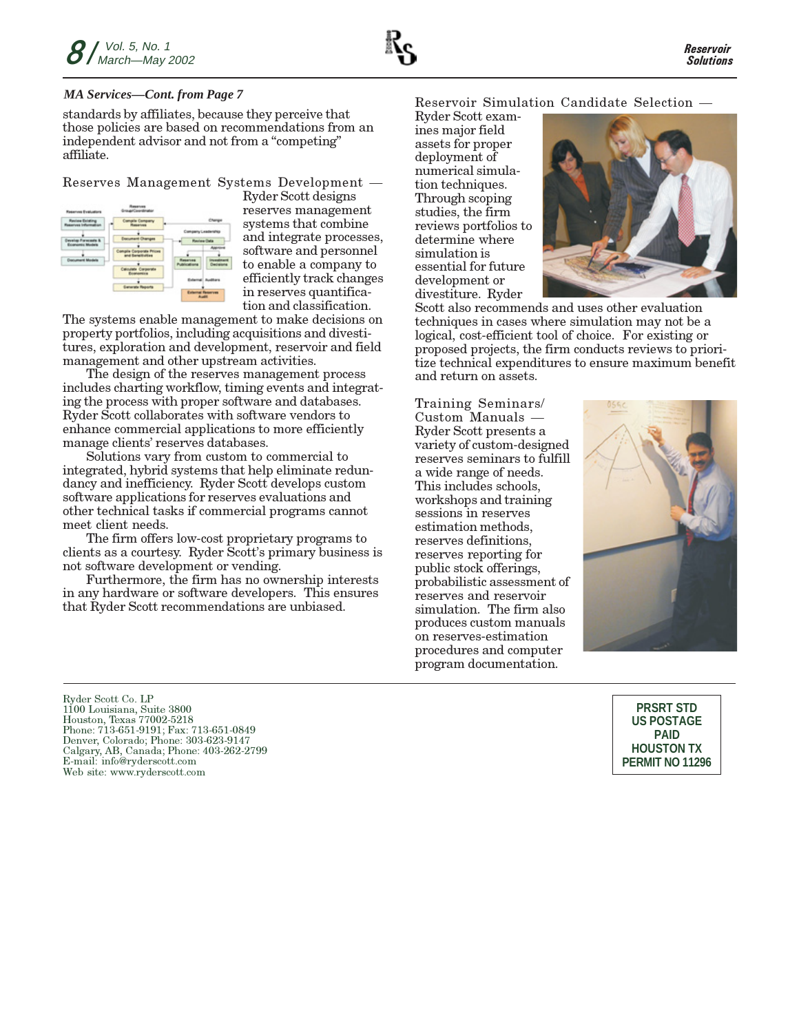*MA Services—Cont. from Page 7*

standards by affiliates, because they perceive that those policies are based on recommendations from an independent advisor and not from a "competing" affiliate.

Reserves Management Systems Development — Ryder Scott designs reserves management systems that combine and integrate processes, software and personnel to enable a company to efficiently track changes in reserves quantification and classification. The systems enable management to make decisions on property portfolios, including acquisitions and divestitures, exploration and development, reservoir and field management and other upstream activities.

The design of the reserves management process includes charting workflow, timing events and integrating the process with proper software and databases. Ryder Scott collaborates with software vendors to enhance commercial applications to more efficiently manage clients' reserves databases.

Solutions vary from custom to commercial to integrated, hybrid systems that help eliminate redundancy and inefficiency. Ryder Scott develops custom software applications for reserves evaluations and other technical tasks if commercial programs cannot meet client needs.

The firm offers low-cost proprietary programs to clients as a courtesy. Ryder Scott's primary business is not software development or vending.

Furthermore, the firm has no ownership interests in any hardware or software developers. This ensures that Ryder Scott recommendations are unbiased.

Reservoir Simulation Candidate Selection — Ryder Scott examines major field assets for proper deployment of numerical simulation techniques. Through scoping studies, the firm reviews portfolios to determine where simulation is essential for future development or divestiture. Ryder Scott also recommends and uses other evaluation techniques in cases where simulation may not be a logical, cost-efficient tool of choice. For existing or proposed projects, the firm conducts reviews to prioritize technical expenditures to ensure maximum benefit and return on assets.

Training Seminars/ Custom Manuals — Ryder Scott presents a variety of custom-designed reserves seminars to fulfill a wide range of needs. This includes schools, workshops and training sessions in reserves estimation methods, reserves definitions, reserves reporting for public stock offerings, probabilistic assessment of reserves and reservoir simulation. The firm also produces custom manuals on reserves-estimation procedures and computer program documentation.

Ryder Scott Co. LP
1100 Louisiana, Suite 3800
Houston, Texas 77002-5218
Phone: 713-651-9191; Fax: 713-651-0849
Denver, Colorado; Phone: 303-623-9147
Calgary, AB, Canada; Phone: 403-262-2799
E-mail: info@ryderscott.com
Web site: www.ryderscott.com

PRSRT STD
US POSTAGE
PAID
HOUSTON TX
PERMIT NO 11296